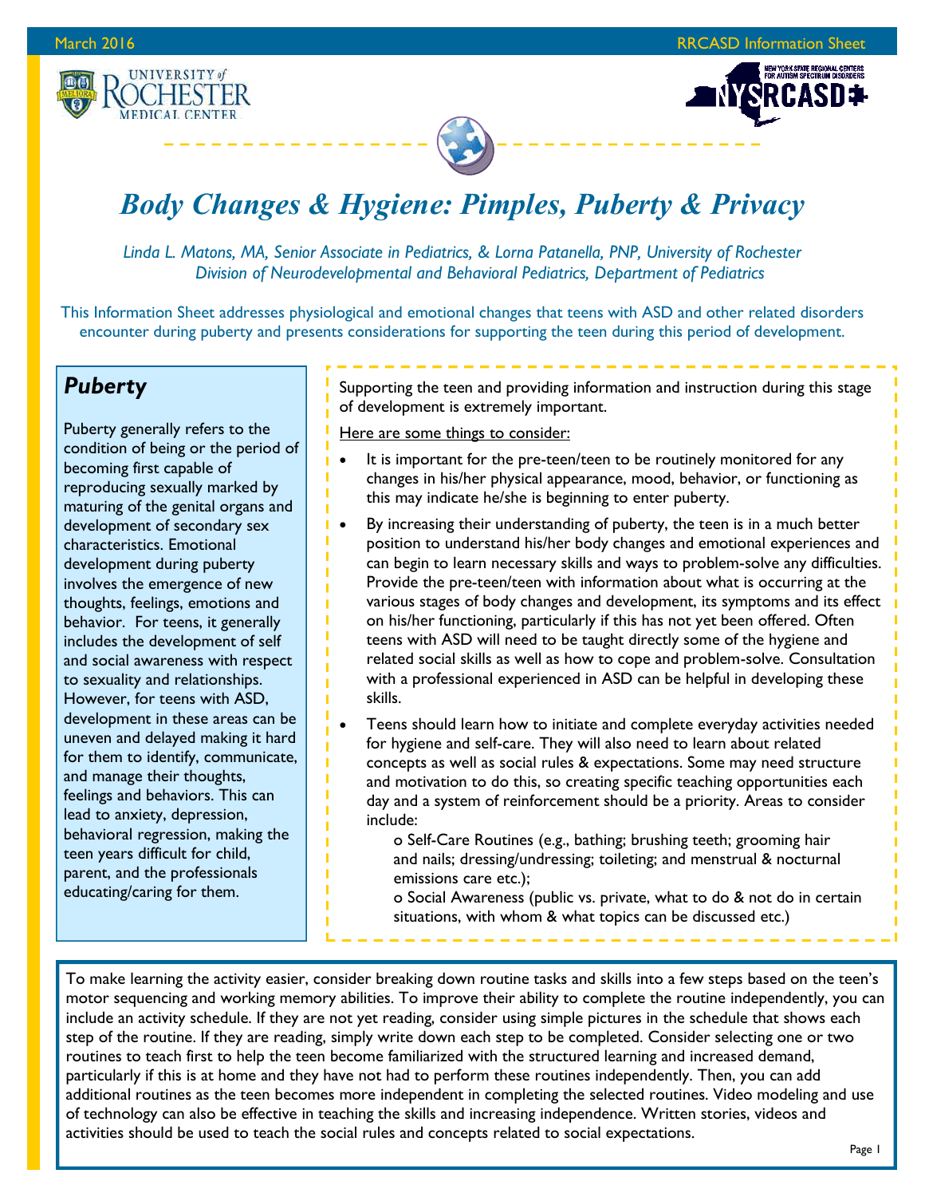# *Body Changes & Hygiene: Pimples, Puberty & Privacy*

*Linda L. Matons, MA, Senior Associate in Pediatrics, & Lorna Patanella, PNP, University of Rochester Division of Neurodevelopmental and Behavioral Pediatrics, Department of Pediatrics*

This Information Sheet addresses physiological and emotional changes that teens with ASD and other related disorders encounter during puberty and presents considerations for supporting the teen during this period of development.

## *Puberty*

Puberty generally refers to the condition of being or the period of becoming first capable of reproducing sexually marked by maturing of the genital organs and development of secondary sex characteristics. Emotional development during puberty involves the emergence of new thoughts, feelings, emotions and behavior. For teens, it generally includes the development of self and social awareness with respect to sexuality and relationships. However, for teens with ASD, development in these areas can be uneven and delayed making it hard for them to identify, communicate, and manage their thoughts, feelings and behaviors. This can lead to anxiety, depression, behavioral regression, making the teen years difficult for child, parent, and the professionals educating/caring for them.

Supporting the teen and providing information and instruction during this stage of development is extremely important.

<u>Here are some things to consider:</u>

- It is important for the pre-teen/teen to be routinely monitored for any changes in his/her physical appearance, mood, behavior, or functioning as this may indicate he/she is beginning to enter puberty.
- By increasing their understanding of puberty, the teen is in a much better position to understand his/her body changes and emotional experiences and can begin to learn necessary skills and ways to problem-solve any difficulties. Provide the pre-teen/teen with information about what is occurring at the various stages of body changes and development, its symptoms and its effect on his/her functioning, particularly if this has not yet been offered. Often teens with ASD will need to be taught directly some of the hygiene and related social skills as well as how to cope and problem-solve. Consultation with a professional experienced in ASD can be helpful in developing these skills.
- Teens should learn how to initiate and complete everyday activities needed for hygiene and self-care. They will also need to learn about related concepts as well as social rules & expectations. Some may need structure and motivation to do this, so creating specific teaching opportunities each day and a system of reinforcement should be a priority. Areas to consider include:
  - Self-Care Routines (e.g., bathing; brushing teeth; grooming hair and nails; dressing/undressing; toileting; and menstrual & nocturnal emissions care etc.);
  - Social Awareness (public vs. private, what to do & not do in certain situations, with whom & what topics can be discussed etc.)

To make learning the activity easier, consider breaking down routine tasks and skills into a few steps based on the teen's motor sequencing and working memory abilities. To improve their ability to complete the routine independently, you can include an activity schedule. If they are not yet reading, consider using simple pictures in the schedule that shows each step of the routine. If they are reading, simply write down each step to be completed. Consider selecting one or two routines to teach first to help the teen become familiarized with the structured learning and increased demand, particularly if this is at home and they have not had to perform these routines independently. Then, you can add additional routines as the teen becomes more independent in completing the selected routines. Video modeling and use of technology can also be effective in teaching the skills and increasing independence. Written stories, videos and activities should be used to teach the social rules and concepts related to social expectations.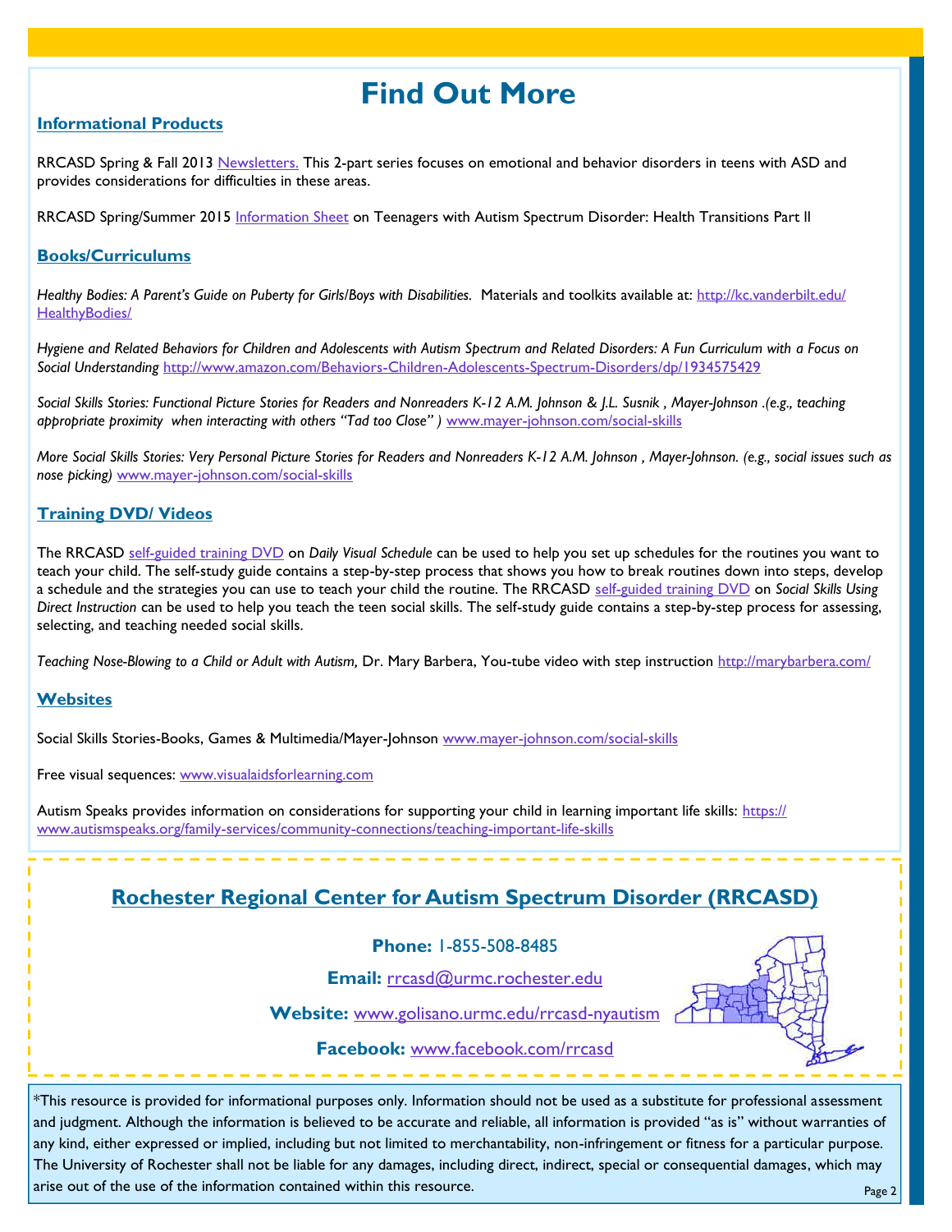# Find Out More

## Informational Products

RRCASD Spring & Fall 2013 Newsletters. This 2-part series focuses on emotional and behavior disorders in teens with ASD and provides considerations for difficulties in these areas.

RRCASD Spring/Summer 2015 Information Sheet on Teenagers with Autism Spectrum Disorder: Health Transitions Part II

## Books/Curriculums

*Healthy Bodies: A Parent's Guide on Puberty for Girls/Boys with Disabilities.* Materials and toolkits available at: http://kc.vanderbilt.edu/HealthyBodies/

*Hygiene and Related Behaviors for Children and Adolescents with Autism Spectrum and Related Disorders: A Fun Curriculum with a Focus on Social Understanding* http://www.amazon.com/Behaviors-Children-Adolescents-Spectrum-Disorders/dp/1934575429

*Social Skills Stories: Functional Picture Stories for Readers and Nonreaders K-12 A.M. Johnson & J.L. Susnik , Mayer-Johnson .(e.g., teaching appropriate proximity when interacting with others "Tad too Close" )* www.mayer-johnson.com/social-skills

*More Social Skills Stories: Very Personal Picture Stories for Readers and Nonreaders K-12 A.M. Johnson , Mayer-Johnson. (e.g., social issues such as nose picking)* www.mayer-johnson.com/social-skills

## Training DVD/ Videos

The RRCASD self-guided training DVD on *Daily Visual Schedule* can be used to help you set up schedules for the routines you want to teach your child. The self-study guide contains a step-by-step process that shows you how to break routines down into steps, develop a schedule and the strategies you can use to teach your child the routine. The RRCASD self-guided training DVD on *Social Skills Using Direct Instruction* can be used to help you teach the teen social skills. The self-study guide contains a step-by-step process for assessing, selecting, and teaching needed social skills.

*Teaching Nose-Blowing to a Child or Adult with Autism,* Dr. Mary Barbera, You-tube video with step instruction http://marybarbera.com/

## Websites

Social Skills Stories-Books, Games & Multimedia/Mayer-Johnson www.mayer-johnson.com/social-skills

Free visual sequences: www.visualaidsforlearning.com

Autism Speaks provides information on considerations for supporting your child in learning important life skills: https://www.autismspeaks.org/family-services/community-connections/teaching-important-life-skills

## Rochester Regional Center for Autism Spectrum Disorder (RRCASD)

**Phone:** 1-855-508-8485

**Email:** rrcasd@urmc.rochester.edu

**Website:** www.golisano.urmc.edu/rrcasd-nyautism

**Facebook:** www.facebook.com/rrcasd

*This resource is provided for informational purposes only. Information should not be used as a substitute for professional assessment and judgment. Although the information is believed to be accurate and reliable, all information is provided "as is" without warranties of any kind, either expressed or implied, including but not limited to merchantability, non-infringement or fitness for a particular purpose. The University of Rochester shall not be liable for any damages, including direct, indirect, special or consequential damages, which may arise out of the use of the information contained within this resource.